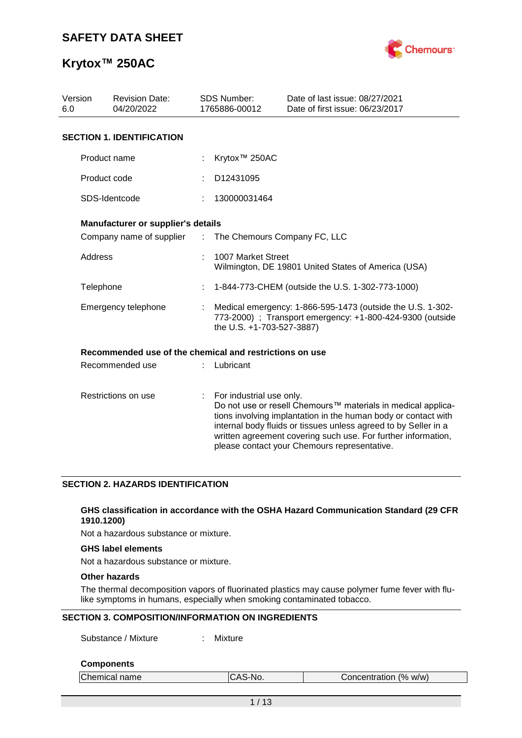# SAFETY DATA SHEET

# Krytox™ 250AC

| Version | Revision Date: | SDS Number: | Date of last issue: 08/27/2021 |
|---|---|---|---|
| 6.0 | 04/20/2022 | 1765886-00012 | Date of first issue: 06/23/2017 |

## SECTION 1. IDENTIFICATION

Product name : Krytox™ 250AC

Product code : D12431095

SDS-Identcode : 130000031464

**Manufacturer or supplier's details**

Company name of supplier : The Chemours Company FC, LLC

Address : 1007 Market Street
Wilmington, DE 19801 United States of America (USA)

Telephone : 1-844-773-CHEM (outside the U.S. 1-302-773-1000)

Emergency telephone : Medical emergency: 1-866-595-1473 (outside the U.S. 1-302-773-2000) ; Transport emergency: +1-800-424-9300 (outside the U.S. +1-703-527-3887)

**Recommended use of the chemical and restrictions on use**

Recommended use : Lubricant

Restrictions on use : For industrial use only.
Do not use or resell Chemours™ materials in medical applications involving implantation in the human body or contact with internal body fluids or tissues unless agreed to by Seller in a written agreement covering such use. For further information, please contact your Chemours representative.

## SECTION 2. HAZARDS IDENTIFICATION

**GHS classification in accordance with the OSHA Hazard Communication Standard (29 CFR 1910.1200)**

Not a hazardous substance or mixture.

**GHS label elements**

Not a hazardous substance or mixture.

**Other hazards**

The thermal decomposition vapors of fluorinated plastics may cause polymer fume fever with flu-like symptoms in humans, especially when smoking contaminated tobacco.

## SECTION 3. COMPOSITION/INFORMATION ON INGREDIENTS

Substance / Mixture : Mixture

**Components**

| Chemical name | CAS-No. | Concentration (% w/w) |
|---|---|---|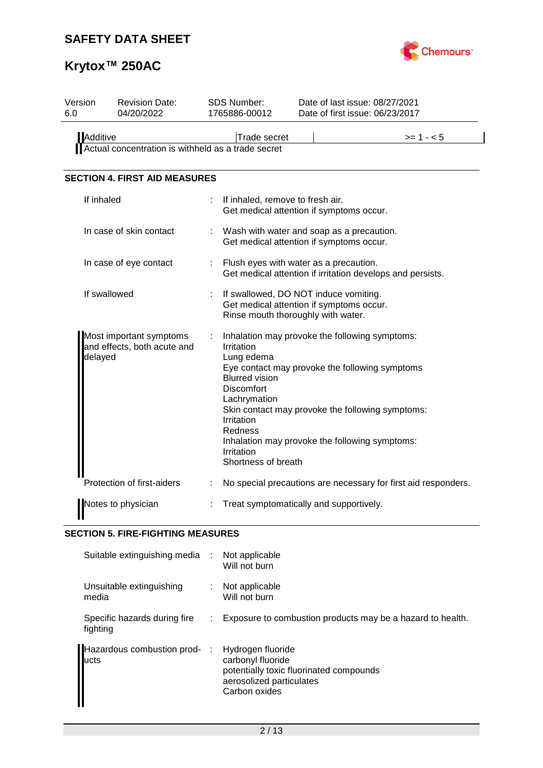| Additive | Trade secret | | >= 1 - < 5 |
|---|---|---|---|

Actual concentration is withheld as a trade secret

## SECTION 4. FIRST AID MEASURES

| | | |
|---|---|---|
| If inhaled | : | If inhaled, remove to fresh air.<br>Get medical attention if symptoms occur. |
| In case of skin contact | : | Wash with water and soap as a precaution.<br>Get medical attention if symptoms occur. |
| In case of eye contact | : | Flush eyes with water as a precaution.<br>Get medical attention if irritation develops and persists. |
| If swallowed | : | If swallowed, DO NOT induce vomiting.<br>Get medical attention if symptoms occur.<br>Rinse mouth thoroughly with water. |
| Most important symptoms and effects, both acute and delayed | : | Inhalation may provoke the following symptoms:<br>Irritation<br>Lung edema<br>Eye contact may provoke the following symptoms<br>Blurred vision<br>Discomfort<br>Lachrymation<br>Skin contact may provoke the following symptoms:<br>Irritation<br>Redness<br>Inhalation may provoke the following symptoms:<br>Irritation<br>Shortness of breath |
| Protection of first-aiders | : | No special precautions are necessary for first aid responders. |
| Notes to physician | : | Treat symptomatically and supportively. |

## SECTION 5. FIRE-FIGHTING MEASURES

| | | |
|---|---|---|
| Suitable extinguishing media | : | Not applicable<br>Will not burn |
| Unsuitable extinguishing media | : | Not applicable<br>Will not burn |
| Specific hazards during fire fighting | : | Exposure to combustion products may be a hazard to health. |
| Hazardous combustion products | : | Hydrogen fluoride<br>carbonyl fluoride<br>potentially toxic fluorinated compounds<br>aerosolized particulates<br>Carbon oxides |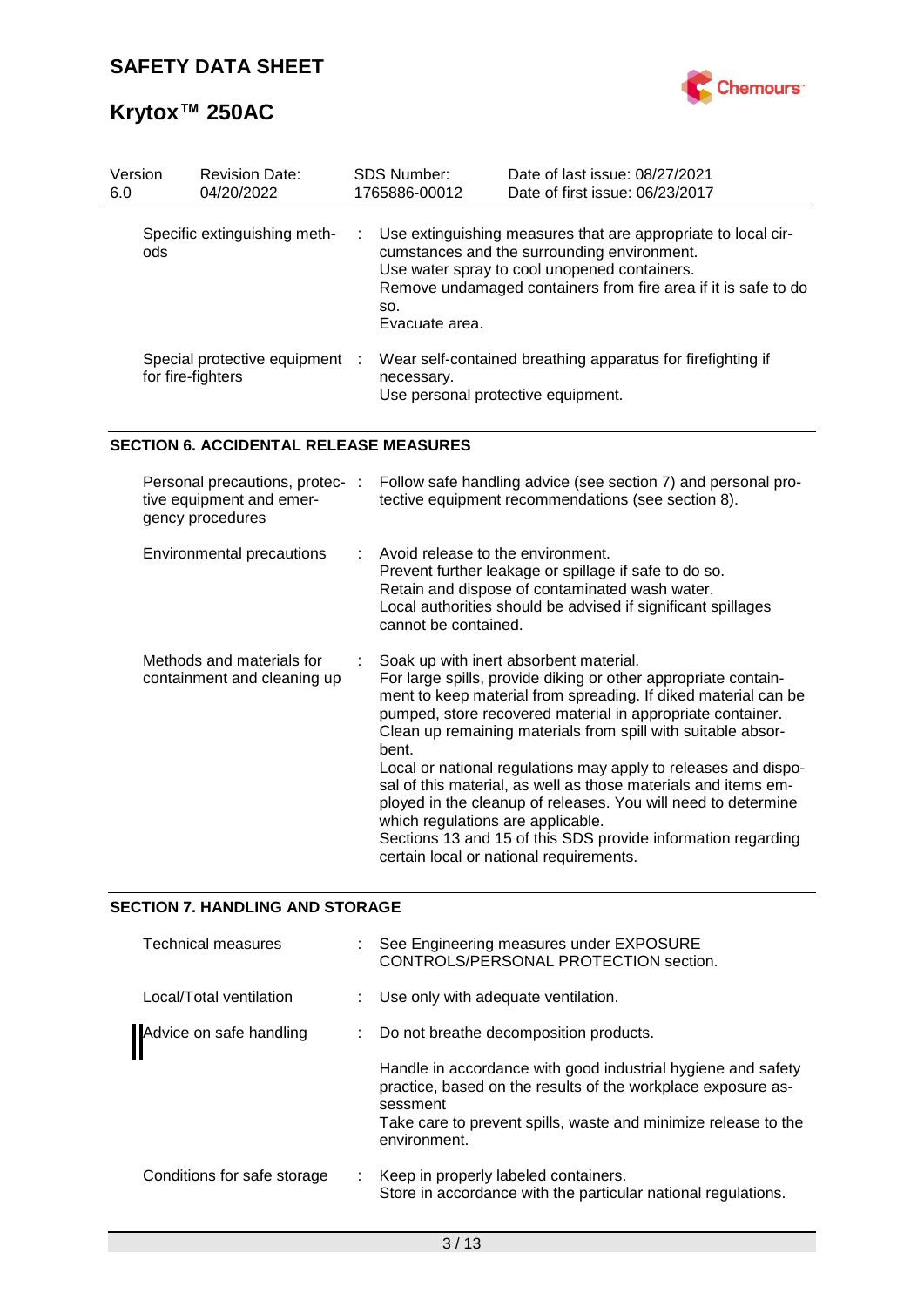| Version | Revision Date: | SDS Number: | Date of last issue: 08/27/2021 |
| --- | --- | --- | --- |
| 6.0 | 04/20/2022 | 1765886-00012 | Date of first issue: 06/23/2017 |

| | |
| --- | --- |
| Specific extinguishing methods | : Use extinguishing measures that are appropriate to local circumstances and the surrounding environment.<br>Use water spray to cool unopened containers.<br>Remove undamaged containers from fire area if it is safe to do so.<br>Evacuate area. |
| Special protective equipment for fire-fighters | : Wear self-contained breathing apparatus for firefighting if necessary.<br>Use personal protective equipment. |

## SECTION 6. ACCIDENTAL RELEASE MEASURES

| | |
| --- | --- |
| Personal precautions, protective equipment and emergency procedures | : Follow safe handling advice (see section 7) and personal protective equipment recommendations (see section 8). |
| Environmental precautions | : Avoid release to the environment.<br>Prevent further leakage or spillage if safe to do so.<br>Retain and dispose of contaminated wash water.<br>Local authorities should be advised if significant spillages cannot be contained. |
| Methods and materials for containment and cleaning up | : Soak up with inert absorbent material.<br>For large spills, provide diking or other appropriate containment to keep material from spreading. If diked material can be pumped, store recovered material in appropriate container.<br>Clean up remaining materials from spill with suitable absorbent.<br>Local or national regulations may apply to releases and disposal of this material, as well as those materials and items employed in the cleanup of releases. You will need to determine which regulations are applicable.<br>Sections 13 and 15 of this SDS provide information regarding certain local or national requirements. |

## SECTION 7. HANDLING AND STORAGE

| | |
| --- | --- |
| Technical measures | : See Engineering measures under EXPOSURE CONTROLS/PERSONAL PROTECTION section. |
| Local/Total ventilation | : Use only with adequate ventilation. |
| Advice on safe handling | : Do not breathe decomposition products.<br><br>Handle in accordance with good industrial hygiene and safety practice, based on the results of the workplace exposure assessment<br>Take care to prevent spills, waste and minimize release to the environment. |
| Conditions for safe storage | : Keep in properly labeled containers.<br>Store in accordance with the particular national regulations. |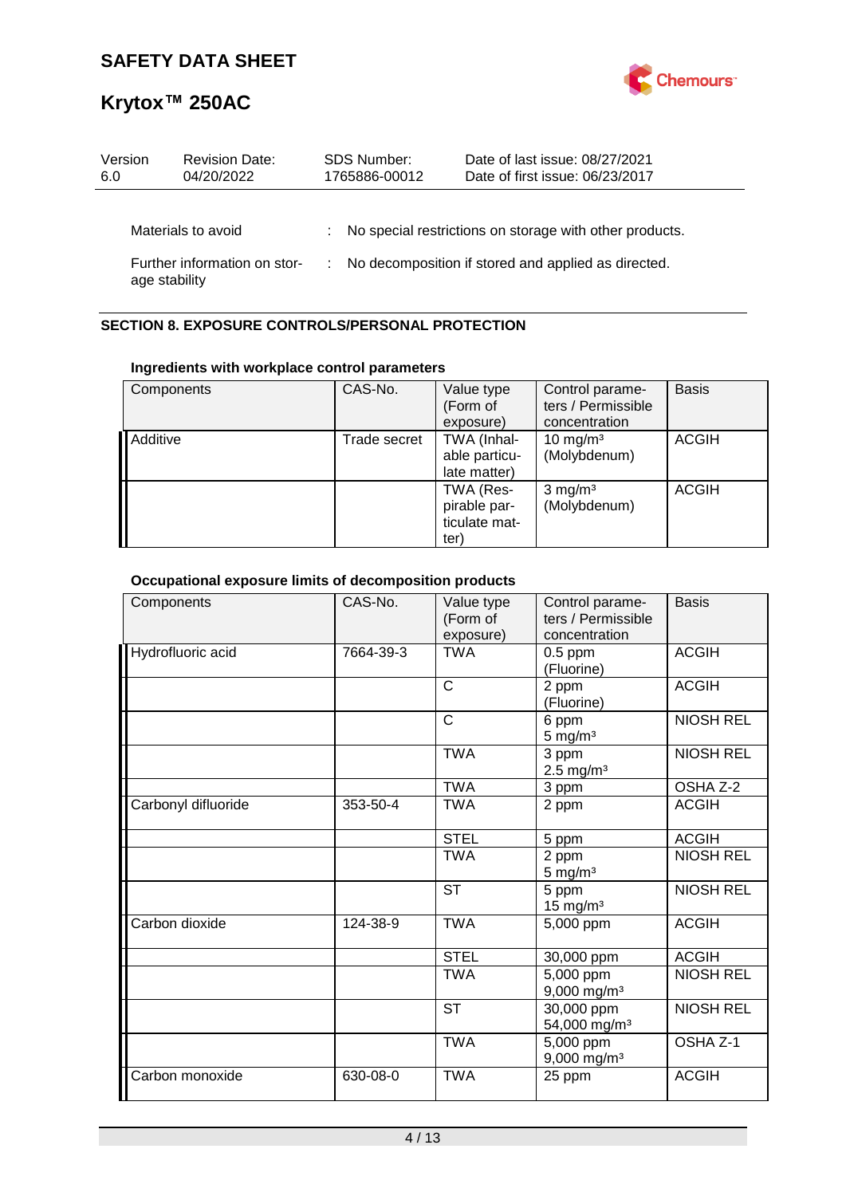| Materials to avoid | : | No special restrictions on storage with other products. |
|---|---|---|
| Further information on storage stability | : | No decomposition if stored and applied as directed. |

## SECTION 8. EXPOSURE CONTROLS/PERSONAL PROTECTION

### Ingredients with workplace control parameters

| Components | CAS-No. | Value type (Form of exposure) | Control parameters / Permissible concentration | Basis |
|---|---|---|---|---|
| Additive | Trade secret | TWA (Inhalable particulate matter) | 10 mg/m³ (Molybdenum) | ACGIH |
| | | TWA (Respirable particulate matter) | 3 mg/m³ (Molybdenum) | ACGIH |

### Occupational exposure limits of decomposition products

| Components | CAS-No. | Value type (Form of exposure) | Control parameters / Permissible concentration | Basis |
|---|---|---|---|---|
| Hydrofluoric acid | 7664-39-3 | TWA | 0.5 ppm (Fluorine) | ACGIH |
| | | C | 2 ppm (Fluorine) | ACGIH |
| | | C | 6 ppm 5 mg/m³ | NIOSH REL |
| | | TWA | 3 ppm 2.5 mg/m³ | NIOSH REL |
| | | TWA | 3 ppm | OSHA Z-2 |
| Carbonyl difluoride | 353-50-4 | TWA | 2 ppm | ACGIH |
| | | STEL | 5 ppm | ACGIH |
| | | TWA | 2 ppm 5 mg/m³ | NIOSH REL |
| | | ST | 5 ppm 15 mg/m³ | NIOSH REL |
| Carbon dioxide | 124-38-9 | TWA | 5,000 ppm | ACGIH |
| | | STEL | 30,000 ppm | ACGIH |
| | | TWA | 5,000 ppm 9,000 mg/m³ | NIOSH REL |
| | | ST | 30,000 ppm 54,000 mg/m³ | NIOSH REL |
| | | TWA | 5,000 ppm 9,000 mg/m³ | OSHA Z-1 |
| Carbon monoxide | 630-08-0 | TWA | 25 ppm | ACGIH |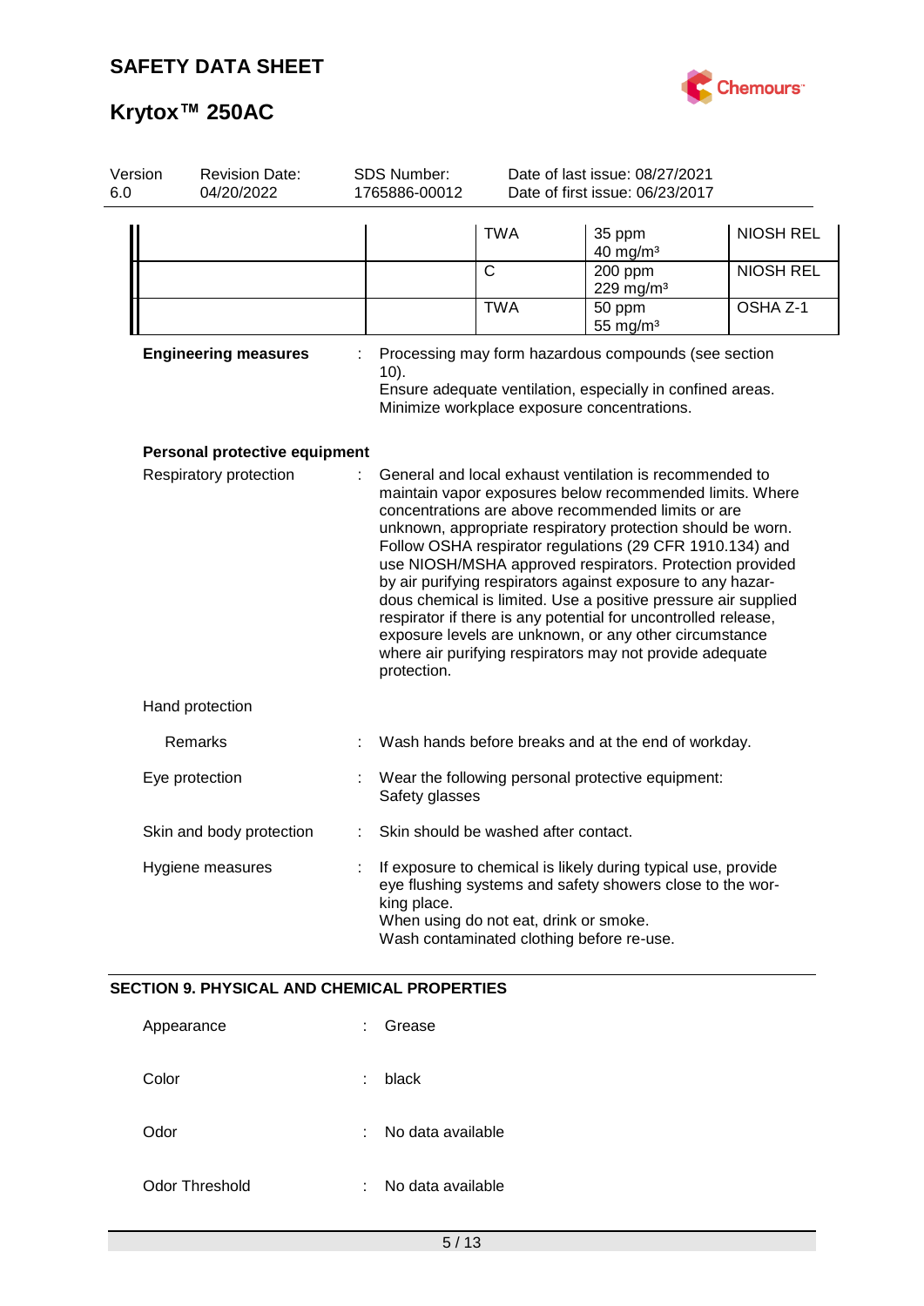| | | | | |
|---|---|---|---|---|
| | | TWA | 35 ppm<br>40 mg/m³ | NIOSH REL |
| | | C | 200 ppm<br>229 mg/m³ | NIOSH REL |
| | | TWA | 50 ppm<br>55 mg/m³ | OSHA Z-1 |

**Engineering measures** : Processing may form hazardous compounds (see section 10).
Ensure adequate ventilation, especially in confined areas.
Minimize workplace exposure concentrations.

**Personal protective equipment**

Respiratory protection : General and local exhaust ventilation is recommended to maintain vapor exposures below recommended limits. Where concentrations are above recommended limits or are unknown, appropriate respiratory protection should be worn. Follow OSHA respirator regulations (29 CFR 1910.134) and use NIOSH/MSHA approved respirators. Protection provided by air purifying respirators against exposure to any hazardous chemical is limited. Use a positive pressure air supplied respirator if there is any potential for uncontrolled release, exposure levels are unknown, or any other circumstance where air purifying respirators may not provide adequate protection.

Hand protection

Remarks : Wash hands before breaks and at the end of workday.

Eye protection : Wear the following personal protective equipment:
Safety glasses

Skin and body protection : Skin should be washed after contact.

Hygiene measures : If exposure to chemical is likely during typical use, provide eye flushing systems and safety showers close to the working place.
When using do not eat, drink or smoke.
Wash contaminated clothing before re-use.

## SECTION 9. PHYSICAL AND CHEMICAL PROPERTIES

Appearance : Grease

Color : black

Odor : No data available

Odor Threshold : No data available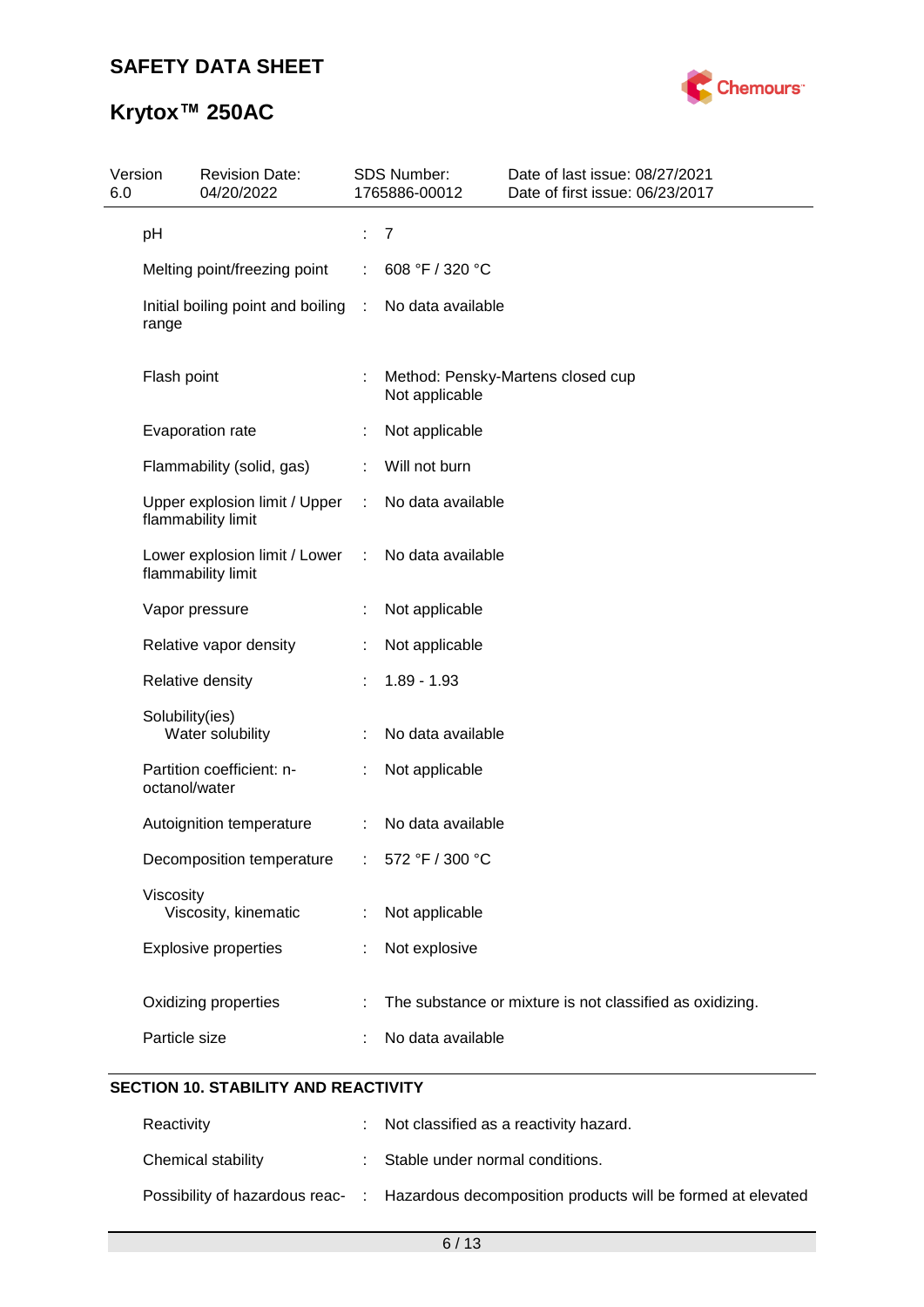| Property | | Value |
|---|---|---|
| pH | : | 7 |
| Melting point/freezing point | : | 608 °F / 320 °C |
| Initial boiling point and boiling range | : | No data available |
| Flash point | : | Method: Pensky-Martens closed cup<br>Not applicable |
| Evaporation rate | : | Not applicable |
| Flammability (solid, gas) | : | Will not burn |
| Upper explosion limit / Upper flammability limit | : | No data available |
| Lower explosion limit / Lower flammability limit | : | No data available |
| Vapor pressure | : | Not applicable |
| Relative vapor density | : | Not applicable |
| Relative density | : | 1.89 - 1.93 |
| Solubility(ies)<br>Water solubility | : | No data available |
| Partition coefficient: n-octanol/water | : | Not applicable |
| Autoignition temperature | : | No data available |
| Decomposition temperature | : | 572 °F / 300 °C |
| Viscosity<br>Viscosity, kinematic | : | Not applicable |
| Explosive properties | : | Not explosive |
| Oxidizing properties | : | The substance or mixture is not classified as oxidizing. |
| Particle size | : | No data available |

## SECTION 10. STABILITY AND REACTIVITY

| Property | | Value |
|---|---|---|
| Reactivity | : | Not classified as a reactivity hazard. |
| Chemical stability | : | Stable under normal conditions. |
| Possibility of hazardous reac- | : | Hazardous decomposition products will be formed at elevated |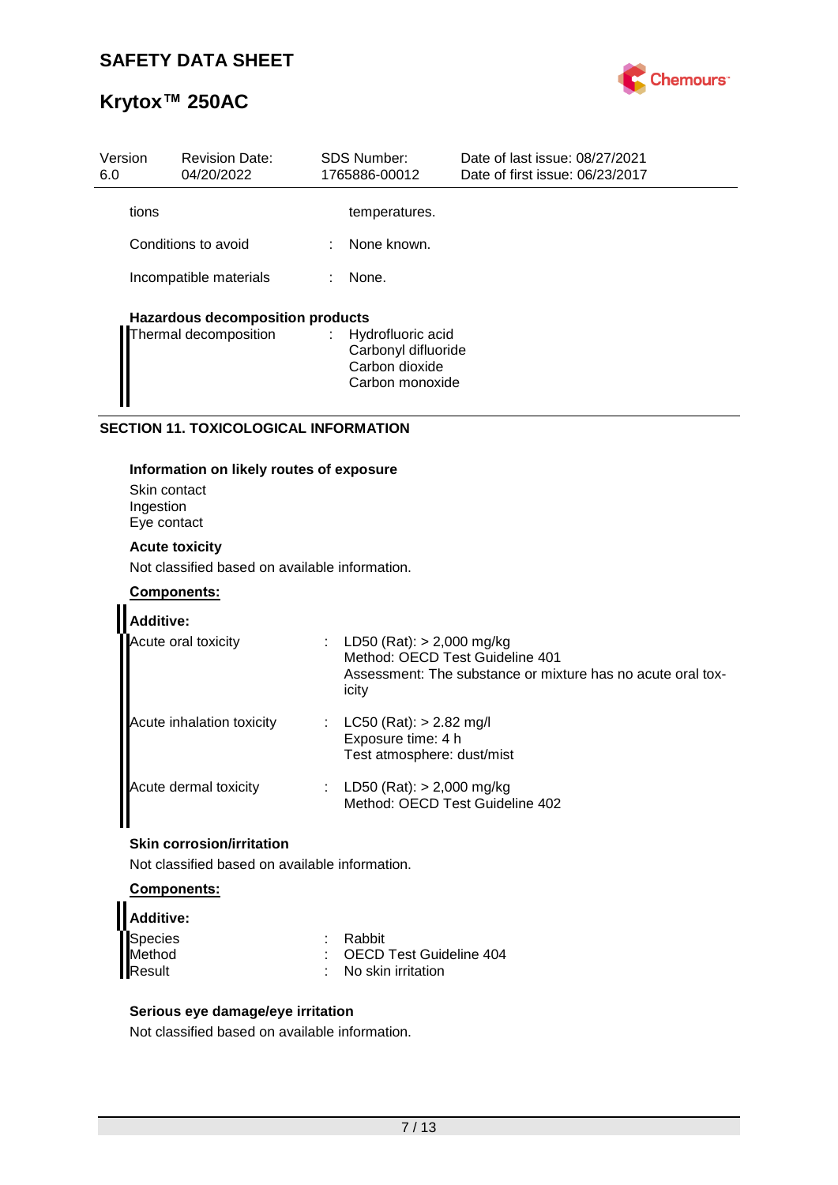| | | |
|---|---|---|
| tions | | temperatures. |
| Conditions to avoid | : | None known. |
| Incompatible materials | : | None. |

**Hazardous decomposition products**

| | | |
|---|---|---|
| Thermal decomposition | : | Hydrofluoric acid<br>Carbonyl difluoride<br>Carbon dioxide<br>Carbon monoxide |

## SECTION 11. TOXICOLOGICAL INFORMATION

**Information on likely routes of exposure**

Skin contact
Ingestion
Eye contact

**Acute toxicity**

Not classified based on available information.

**<u>Components:</u>**

**Additive:**

| | | |
|---|---|---|
| Acute oral toxicity | : | LD50 (Rat): > 2,000 mg/kg<br>Method: OECD Test Guideline 401<br>Assessment: The substance or mixture has no acute oral toxicity |
| Acute inhalation toxicity | : | LC50 (Rat): > 2.82 mg/l<br>Exposure time: 4 h<br>Test atmosphere: dust/mist |
| Acute dermal toxicity | : | LD50 (Rat): > 2,000 mg/kg<br>Method: OECD Test Guideline 402 |

**Skin corrosion/irritation**

Not classified based on available information.

**<u>Components:</u>**

**Additive:**

| | | |
|---|---|---|
| Species | : | Rabbit |
| Method | : | OECD Test Guideline 404 |
| Result | : | No skin irritation |

**Serious eye damage/eye irritation**

Not classified based on available information.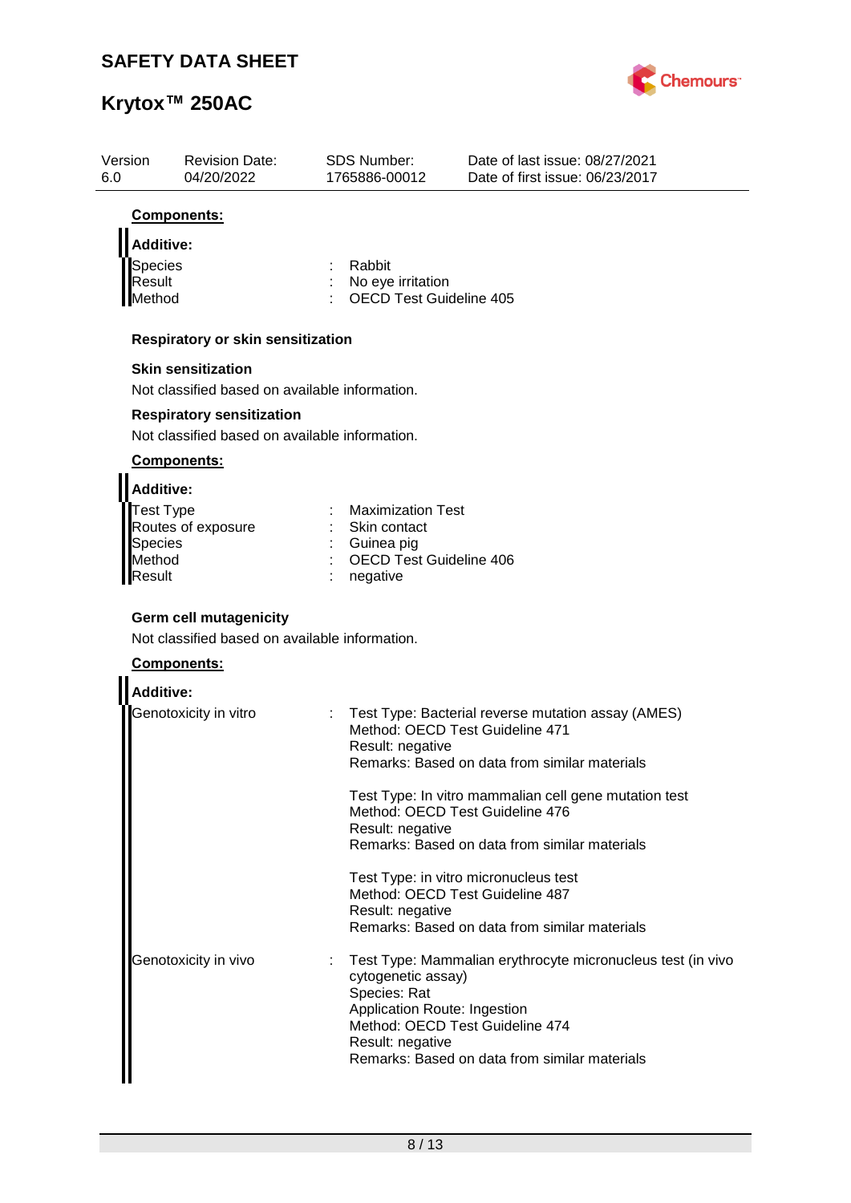**Components:**

**Additive:**

| | | |
|---|---|---|
| Species | : | Rabbit |
| Result | : | No eye irritation |
| Method | : | OECD Test Guideline 405 |

**Respiratory or skin sensitization**

**Skin sensitization**

Not classified based on available information.

**Respiratory sensitization**

Not classified based on available information.

**Components:**

**Additive:**

| | | |
|---|---|---|
| Test Type | : | Maximization Test |
| Routes of exposure | : | Skin contact |
| Species | : | Guinea pig |
| Method | : | OECD Test Guideline 406 |
| Result | : | negative |

**Germ cell mutagenicity**

Not classified based on available information.

**Components:**

**Additive:**

Genotoxicity in vitro :

Test Type: Bacterial reverse mutation assay (AMES)
Method: OECD Test Guideline 471
Result: negative
Remarks: Based on data from similar materials

Test Type: In vitro mammalian cell gene mutation test
Method: OECD Test Guideline 476
Result: negative
Remarks: Based on data from similar materials

Test Type: in vitro micronucleus test
Method: OECD Test Guideline 487
Result: negative
Remarks: Based on data from similar materials

Genotoxicity in vivo :

Test Type: Mammalian erythrocyte micronucleus test (in vivo cytogenetic assay)
Species: Rat
Application Route: Ingestion
Method: OECD Test Guideline 474
Result: negative
Remarks: Based on data from similar materials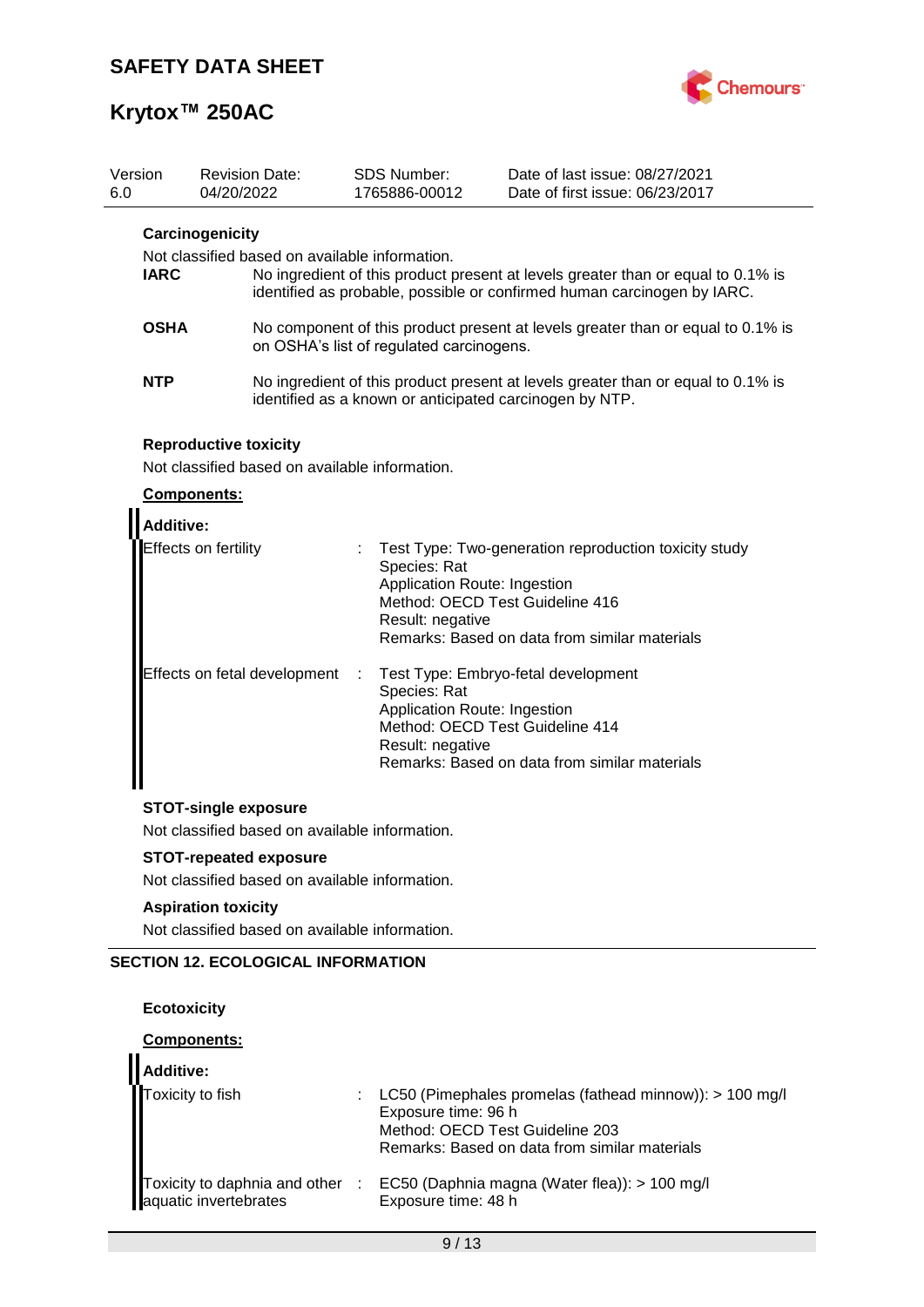#### Carcinogenicity

Not classified based on available information.

**IARC** No ingredient of this product present at levels greater than or equal to 0.1% is identified as probable, possible or confirmed human carcinogen by IARC.

**OSHA** No component of this product present at levels greater than or equal to 0.1% is on OSHA's list of regulated carcinogens.

**NTP** No ingredient of this product present at levels greater than or equal to 0.1% is identified as a known or anticipated carcinogen by NTP.

#### Reproductive toxicity

Not classified based on available information.

**Components:**

**Additive:**

Effects on fertility : Test Type: Two-generation reproduction toxicity study
Species: Rat
Application Route: Ingestion
Method: OECD Test Guideline 416
Result: negative
Remarks: Based on data from similar materials

Effects on fetal development : Test Type: Embryo-fetal development
Species: Rat
Application Route: Ingestion
Method: OECD Test Guideline 414
Result: negative
Remarks: Based on data from similar materials

#### STOT-single exposure

Not classified based on available information.

#### STOT-repeated exposure

Not classified based on available information.

#### Aspiration toxicity

Not classified based on available information.

## SECTION 12. ECOLOGICAL INFORMATION

#### Ecotoxicity

**Components:**

**Additive:**

Toxicity to fish : LC50 (Pimephales promelas (fathead minnow)): > 100 mg/l
Exposure time: 96 h
Method: OECD Test Guideline 203
Remarks: Based on data from similar materials

Toxicity to daphnia and other aquatic invertebrates : EC50 (Daphnia magna (Water flea)): > 100 mg/l
Exposure time: 48 h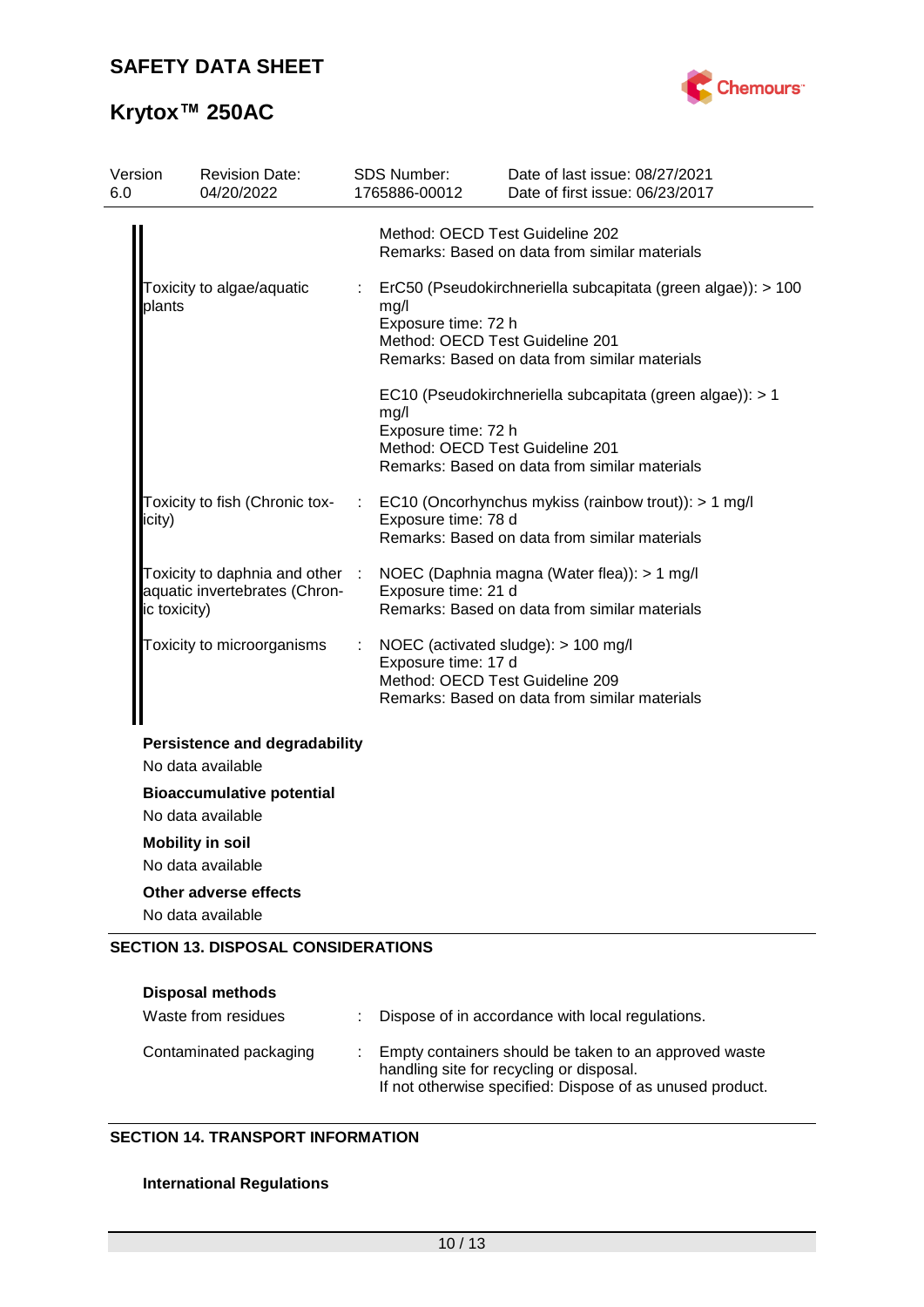| | | |
|---|---|---|
| | | Method: OECD Test Guideline 202<br>Remarks: Based on data from similar materials |
| Toxicity to algae/aquatic plants | : | ErC50 (Pseudokirchneriella subcapitata (green algae)): > 100 mg/l<br>Exposure time: 72 h<br>Method: OECD Test Guideline 201<br>Remarks: Based on data from similar materials |
| | | EC10 (Pseudokirchneriella subcapitata (green algae)): > 1 mg/l<br>Exposure time: 72 h<br>Method: OECD Test Guideline 201<br>Remarks: Based on data from similar materials |
| Toxicity to fish (Chronic toxicity) | : | EC10 (Oncorhynchus mykiss (rainbow trout)): > 1 mg/l<br>Exposure time: 78 d<br>Remarks: Based on data from similar materials |
| Toxicity to daphnia and other aquatic invertebrates (Chronic toxicity) | : | NOEC (Daphnia magna (Water flea)): > 1 mg/l<br>Exposure time: 21 d<br>Remarks: Based on data from similar materials |
| Toxicity to microorganisms | : | NOEC (activated sludge): > 100 mg/l<br>Exposure time: 17 d<br>Method: OECD Test Guideline 209<br>Remarks: Based on data from similar materials |

**Persistence and degradability**

No data available

**Bioaccumulative potential**

No data available

**Mobility in soil**

No data available

**Other adverse effects**

No data available

## SECTION 13. DISPOSAL CONSIDERATIONS

**Disposal methods**

| | | |
|---|---|---|
| Waste from residues | : | Dispose of in accordance with local regulations. |
| Contaminated packaging | : | Empty containers should be taken to an approved waste handling site for recycling or disposal.<br>If not otherwise specified: Dispose of as unused product. |

## SECTION 14. TRANSPORT INFORMATION

**International Regulations**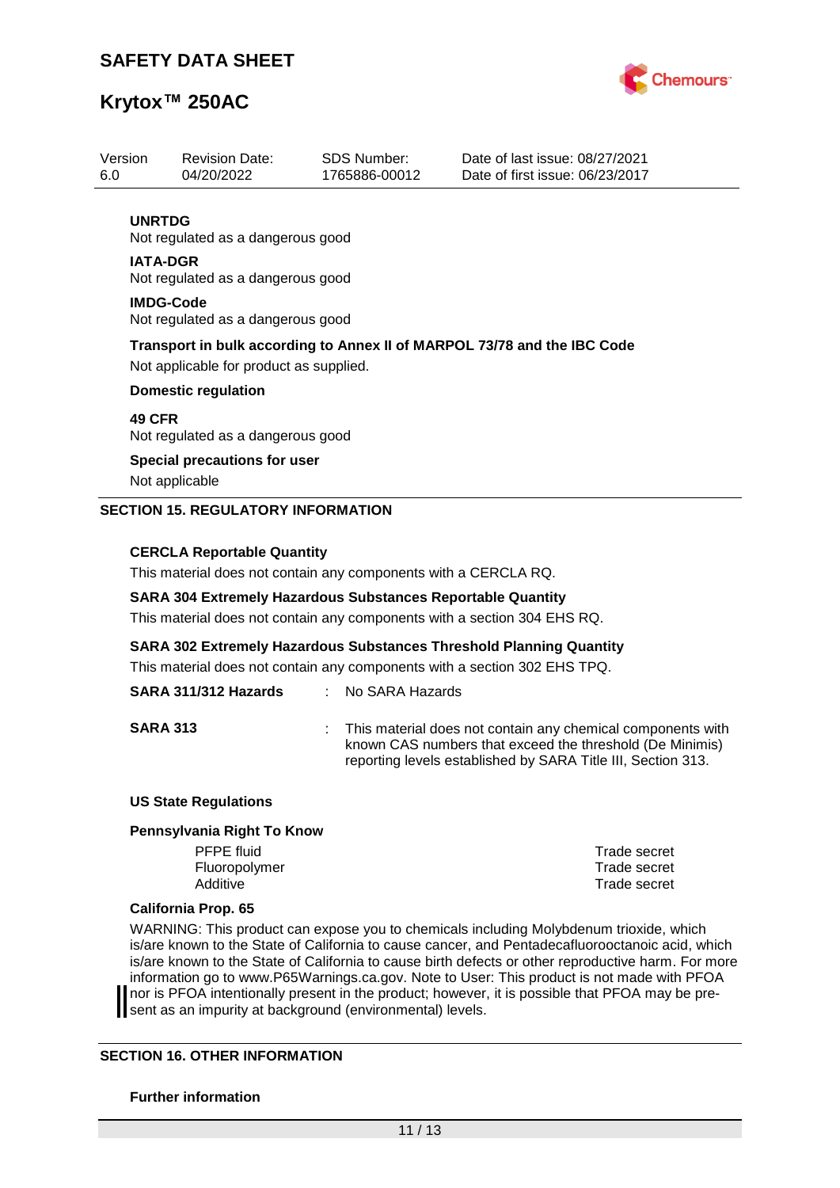**UNRTDG**

Not regulated as a dangerous good

**IATA-DGR**

Not regulated as a dangerous good

**IMDG-Code**

Not regulated as a dangerous good

**Transport in bulk according to Annex II of MARPOL 73/78 and the IBC Code**

Not applicable for product as supplied.

**Domestic regulation**

**49 CFR**

Not regulated as a dangerous good

**Special precautions for user**

Not applicable

## SECTION 15. REGULATORY INFORMATION

**CERCLA Reportable Quantity**

This material does not contain any components with a CERCLA RQ.

**SARA 304 Extremely Hazardous Substances Reportable Quantity**

This material does not contain any components with a section 304 EHS RQ.

**SARA 302 Extremely Hazardous Substances Threshold Planning Quantity**

This material does not contain any components with a section 302 EHS TPQ.

**SARA 311/312 Hazards** : No SARA Hazards

**SARA 313** : This material does not contain any chemical components with known CAS numbers that exceed the threshold (De Minimis) reporting levels established by SARA Title III, Section 313.

**US State Regulations**

**Pennsylvania Right To Know**

| | |
|---|---|
| PFPE fluid | Trade secret |
| Fluoropolymer | Trade secret |
| Additive | Trade secret |

**California Prop. 65**

WARNING: This product can expose you to chemicals including Molybdenum trioxide, which is/are known to the State of California to cause cancer, and Pentadecafluorooctanoic acid, which is/are known to the State of California to cause birth defects or other reproductive harm. For more information go to www.P65Warnings.ca.gov. Note to User: This product is not made with PFOA nor is PFOA intentionally present in the product; however, it is possible that PFOA may be present as an impurity at background (environmental) levels.

## SECTION 16. OTHER INFORMATION

**Further information**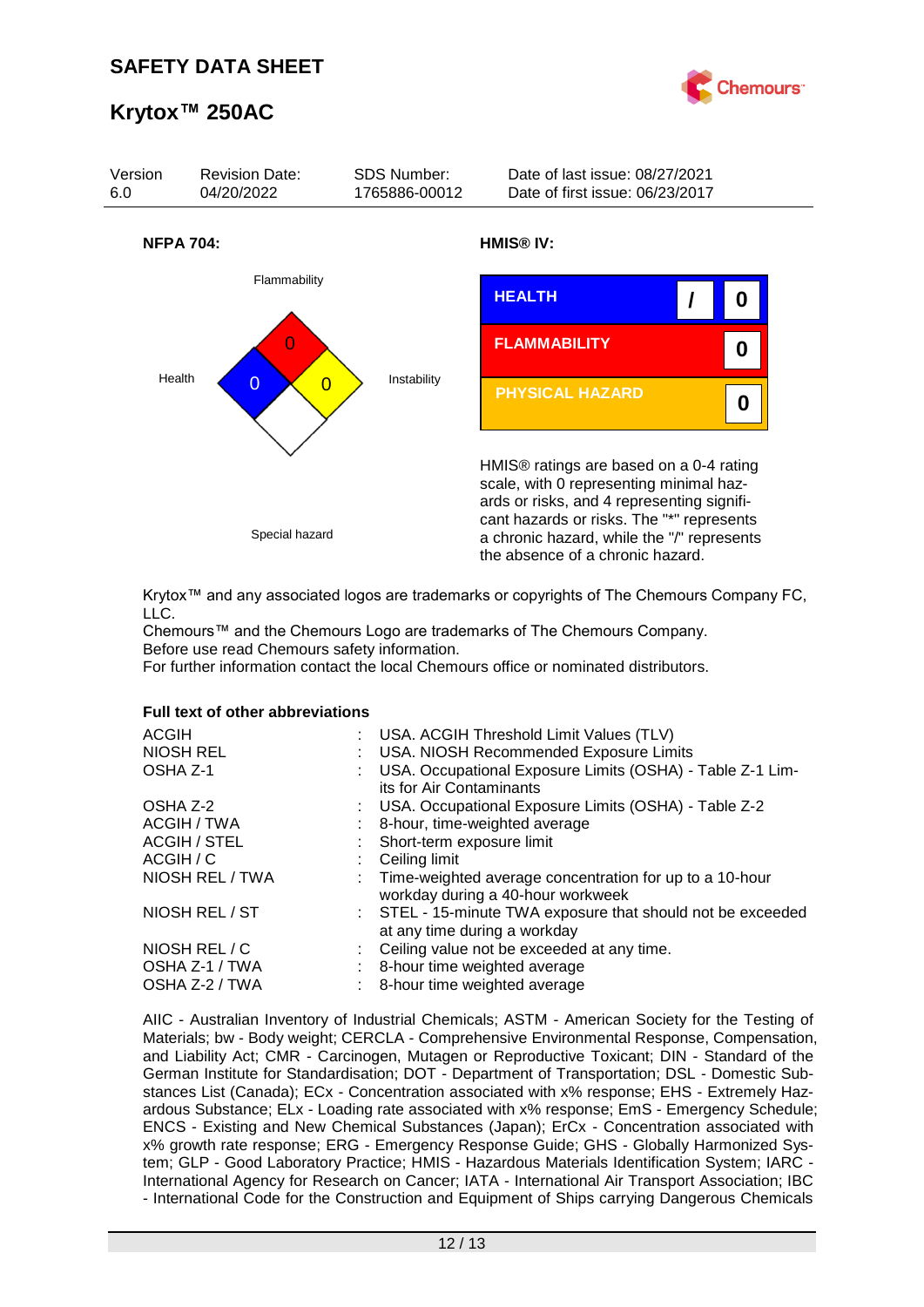**NFPA 704:**

Flammability: 0

Health: 0

Instability: 0

Special hazard

**HMIS® IV:**

| | | |
|---|---|---|
| HEALTH | / | 0 |
| FLAMMABILITY | | 0 |
| PHYSICAL HAZARD | | 0 |

HMIS® ratings are based on a 0-4 rating scale, with 0 representing minimal hazards or risks, and 4 representing significant hazards or risks. The "*" represents a chronic hazard, while the "/" represents the absence of a chronic hazard.

Krytox™ and any associated logos are trademarks or copyrights of The Chemours Company FC, LLC.
Chemours™ and the Chemours Logo are trademarks of The Chemours Company.
Before use read Chemours safety information.
For further information contact the local Chemours office or nominated distributors.

**Full text of other abbreviations**

| | | |
|---|---|---|
| ACGIH | : | USA. ACGIH Threshold Limit Values (TLV) |
| NIOSH REL | : | USA. NIOSH Recommended Exposure Limits |
| OSHA Z-1 | : | USA. Occupational Exposure Limits (OSHA) - Table Z-1 Limits for Air Contaminants |
| OSHA Z-2 | : | USA. Occupational Exposure Limits (OSHA) - Table Z-2 |
| ACGIH / TWA | : | 8-hour, time-weighted average |
| ACGIH / STEL | : | Short-term exposure limit |
| ACGIH / C | : | Ceiling limit |
| NIOSH REL / TWA | : | Time-weighted average concentration for up to a 10-hour workday during a 40-hour workweek |
| NIOSH REL / ST | : | STEL - 15-minute TWA exposure that should not be exceeded at any time during a workday |
| NIOSH REL / C | : | Ceiling value not be exceeded at any time. |
| OSHA Z-1 / TWA | : | 8-hour time weighted average |
| OSHA Z-2 / TWA | : | 8-hour time weighted average |

AIIC - Australian Inventory of Industrial Chemicals; ASTM - American Society for the Testing of Materials; bw - Body weight; CERCLA - Comprehensive Environmental Response, Compensation, and Liability Act; CMR - Carcinogen, Mutagen or Reproductive Toxicant; DIN - Standard of the German Institute for Standardisation; DOT - Department of Transportation; DSL - Domestic Substances List (Canada); ECx - Concentration associated with x% response; EHS - Extremely Hazardous Substance; ELx - Loading rate associated with x% response; EmS - Emergency Schedule; ENCS - Existing and New Chemical Substances (Japan); ErCx - Concentration associated with x% growth rate response; ERG - Emergency Response Guide; GHS - Globally Harmonized System; GLP - Good Laboratory Practice; HMIS - Hazardous Materials Identification System; IARC - International Agency for Research on Cancer; IATA - International Air Transport Association; IBC - International Code for the Construction and Equipment of Ships carrying Dangerous Chemicals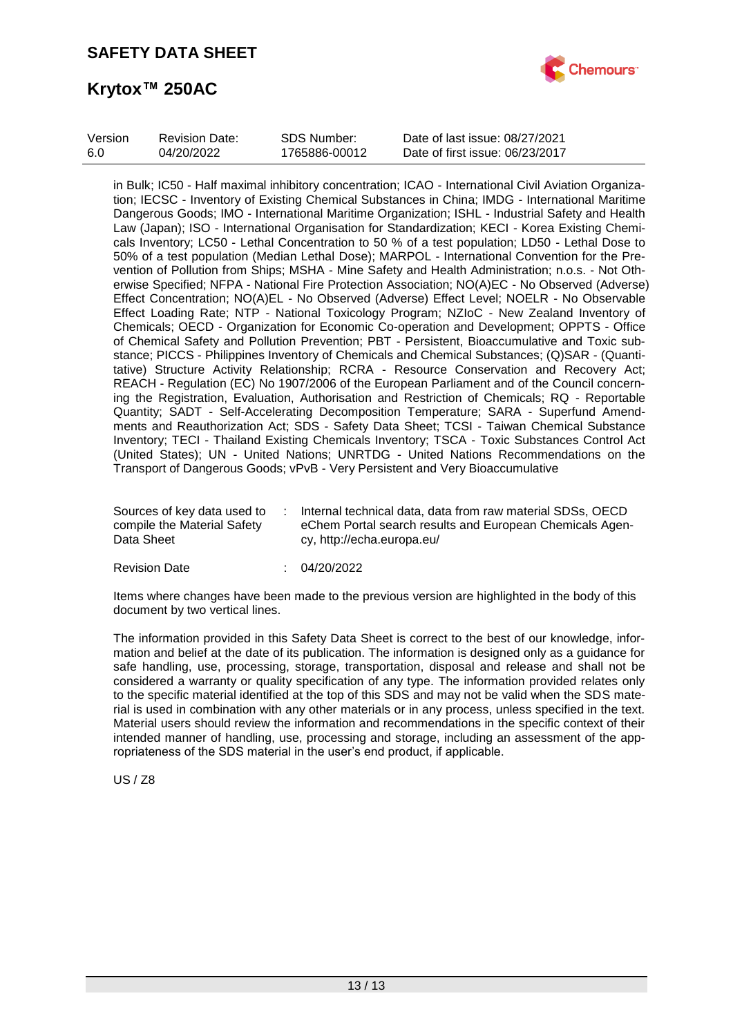in Bulk; IC50 - Half maximal inhibitory concentration; ICAO - International Civil Aviation Organization; IECSC - Inventory of Existing Chemical Substances in China; IMDG - International Maritime Dangerous Goods; IMO - International Maritime Organization; ISHL - Industrial Safety and Health Law (Japan); ISO - International Organisation for Standardization; KECI - Korea Existing Chemicals Inventory; LC50 - Lethal Concentration to 50 % of a test population; LD50 - Lethal Dose to 50% of a test population (Median Lethal Dose); MARPOL - International Convention for the Prevention of Pollution from Ships; MSHA - Mine Safety and Health Administration; n.o.s. - Not Otherwise Specified; NFPA - National Fire Protection Association; NO(A)EC - No Observed (Adverse) Effect Concentration; NO(A)EL - No Observed (Adverse) Effect Level; NOELR - No Observable Effect Loading Rate; NTP - National Toxicology Program; NZIoC - New Zealand Inventory of Chemicals; OECD - Organization for Economic Co-operation and Development; OPPTS - Office of Chemical Safety and Pollution Prevention; PBT - Persistent, Bioaccumulative and Toxic substance; PICCS - Philippines Inventory of Chemicals and Chemical Substances; (Q)SAR - (Quantitative) Structure Activity Relationship; RCRA - Resource Conservation and Recovery Act; REACH - Regulation (EC) No 1907/2006 of the European Parliament and of the Council concerning the Registration, Evaluation, Authorisation and Restriction of Chemicals; RQ - Reportable Quantity; SADT - Self-Accelerating Decomposition Temperature; SARA - Superfund Amendments and Reauthorization Act; SDS - Safety Data Sheet; TCSI - Taiwan Chemical Substance Inventory; TECI - Thailand Existing Chemicals Inventory; TSCA - Toxic Substances Control Act (United States); UN - United Nations; UNRTDG - United Nations Recommendations on the Transport of Dangerous Goods; vPvB - Very Persistent and Very Bioaccumulative

Sources of key data used to compile the Material Safety Data Sheet : Internal technical data, data from raw material SDSs, OECD eChem Portal search results and European Chemicals Agency, http://echa.europa.eu/

Revision Date : 04/20/2022

Items where changes have been made to the previous version are highlighted in the body of this document by two vertical lines.

The information provided in this Safety Data Sheet is correct to the best of our knowledge, information and belief at the date of its publication. The information is designed only as a guidance for safe handling, use, processing, storage, transportation, disposal and release and shall not be considered a warranty or quality specification of any type. The information provided relates only to the specific material identified at the top of this SDS and may not be valid when the SDS material is used in combination with any other materials or in any process, unless specified in the text. Material users should review the information and recommendations in the specific context of their intended manner of handling, use, processing and storage, including an assessment of the appropriateness of the SDS material in the user's end product, if applicable.

US / Z8